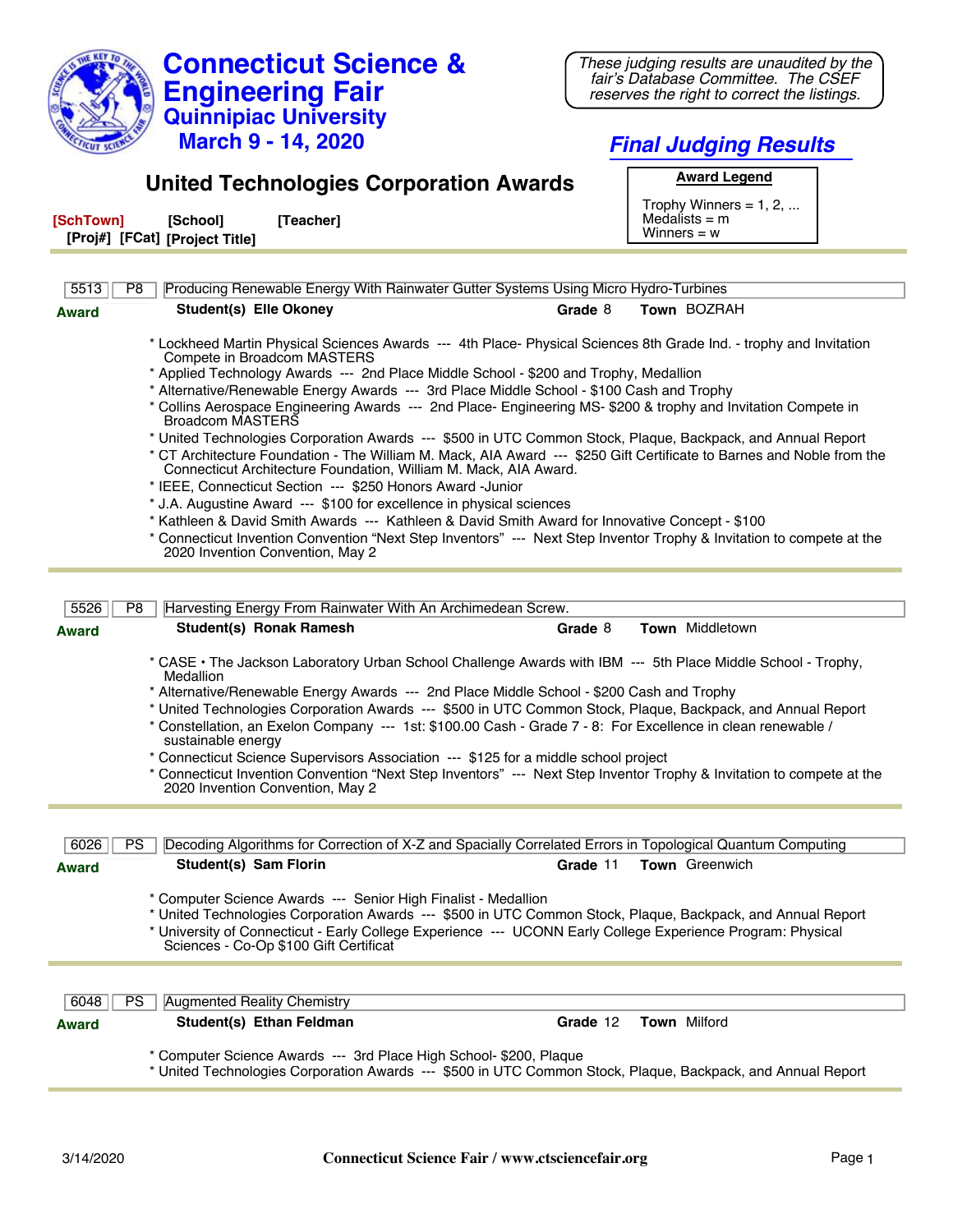# Connecticut Science & Engineering Fair

## Quinnipiac University

### March 9 - 14, 2020

*These judging results are unaudited by the fair's Database Committee. The CSEF reserves the right to correct the listings.*

## *Final Judging Results*

## United Technologies Corporation Awards

**Award Legend**

Trophy Winners = 1, 2, ...
Medalists = m
Winners = w

**[SchTown]** **[School]** **[Teacher]**
**[Proj#]** **[FCat]** **[Project Title]**

---

| 5513 | P8 | Producing Renewable Energy With Rainwater Gutter Systems Using Micro Hydro-Turbines |
|---|---|---|

**Award** **Student(s)** **Elle Okoney** **Grade** 8 **Town** BOZRAH

* Lockheed Martin Physical Sciences Awards --- 4th Place- Physical Sciences 8th Grade Ind. - trophy and Invitation Compete in Broadcom MASTERS
* Applied Technology Awards --- 2nd Place Middle School - $200 and Trophy, Medallion
* Alternative/Renewable Energy Awards --- 3rd Place Middle School - $100 Cash and Trophy
* Collins Aerospace Engineering Awards --- 2nd Place- Engineering MS- $200 & trophy and Invitation Compete in Broadcom MASTERS
* United Technologies Corporation Awards --- $500 in UTC Common Stock, Plaque, Backpack, and Annual Report
* CT Architecture Foundation - The William M. Mack, AIA Award --- $250 Gift Certificate to Barnes and Noble from the Connecticut Architecture Foundation, William M. Mack, AIA Award.
* IEEE, Connecticut Section --- $250 Honors Award -Junior
* J.A. Augustine Award --- $100 for excellence in physical sciences
* Kathleen & David Smith Awards --- Kathleen & David Smith Award for Innovative Concept - $100
* Connecticut Invention Convention "Next Step Inventors" --- Next Step Inventor Trophy & Invitation to compete at the 2020 Invention Convention, May 2

---

| 5526 | P8 | Harvesting Energy From Rainwater With An Archimedean Screw. |
|---|---|---|

**Award** **Student(s)** **Ronak Ramesh** **Grade** 8 **Town** Middletown

* CASE • The Jackson Laboratory Urban School Challenge Awards with IBM --- 5th Place Middle School - Trophy, Medallion
* Alternative/Renewable Energy Awards --- 2nd Place Middle School - $200 Cash and Trophy
* United Technologies Corporation Awards --- $500 in UTC Common Stock, Plaque, Backpack, and Annual Report
* Constellation, an Exelon Company --- 1st: $100.00 Cash - Grade 7 - 8: For Excellence in clean renewable / sustainable energy
* Connecticut Science Supervisors Association --- $125 for a middle school project
* Connecticut Invention Convention "Next Step Inventors" --- Next Step Inventor Trophy & Invitation to compete at the 2020 Invention Convention, May 2

---

| 6026 | PS | Decoding Algorithms for Correction of X-Z and Spacially Correlated Errors in Topological Quantum Computing |
|---|---|---|

**Award** **Student(s)** **Sam Florin** **Grade** 11 **Town** Greenwich

* Computer Science Awards --- Senior High Finalist - Medallion
* United Technologies Corporation Awards --- $500 in UTC Common Stock, Plaque, Backpack, and Annual Report
* University of Connecticut - Early College Experience --- UCONN Early College Experience Program: Physical Sciences - Co-Op $100 Gift Certificat

---

| 6048 | PS | Augmented Reality Chemistry |
|---|---|---|

**Award** **Student(s)** **Ethan Feldman** **Grade** 12 **Town** Milford

* Computer Science Awards --- 3rd Place High School- $200, Plaque
* United Technologies Corporation Awards --- $500 in UTC Common Stock, Plaque, Backpack, and Annual Report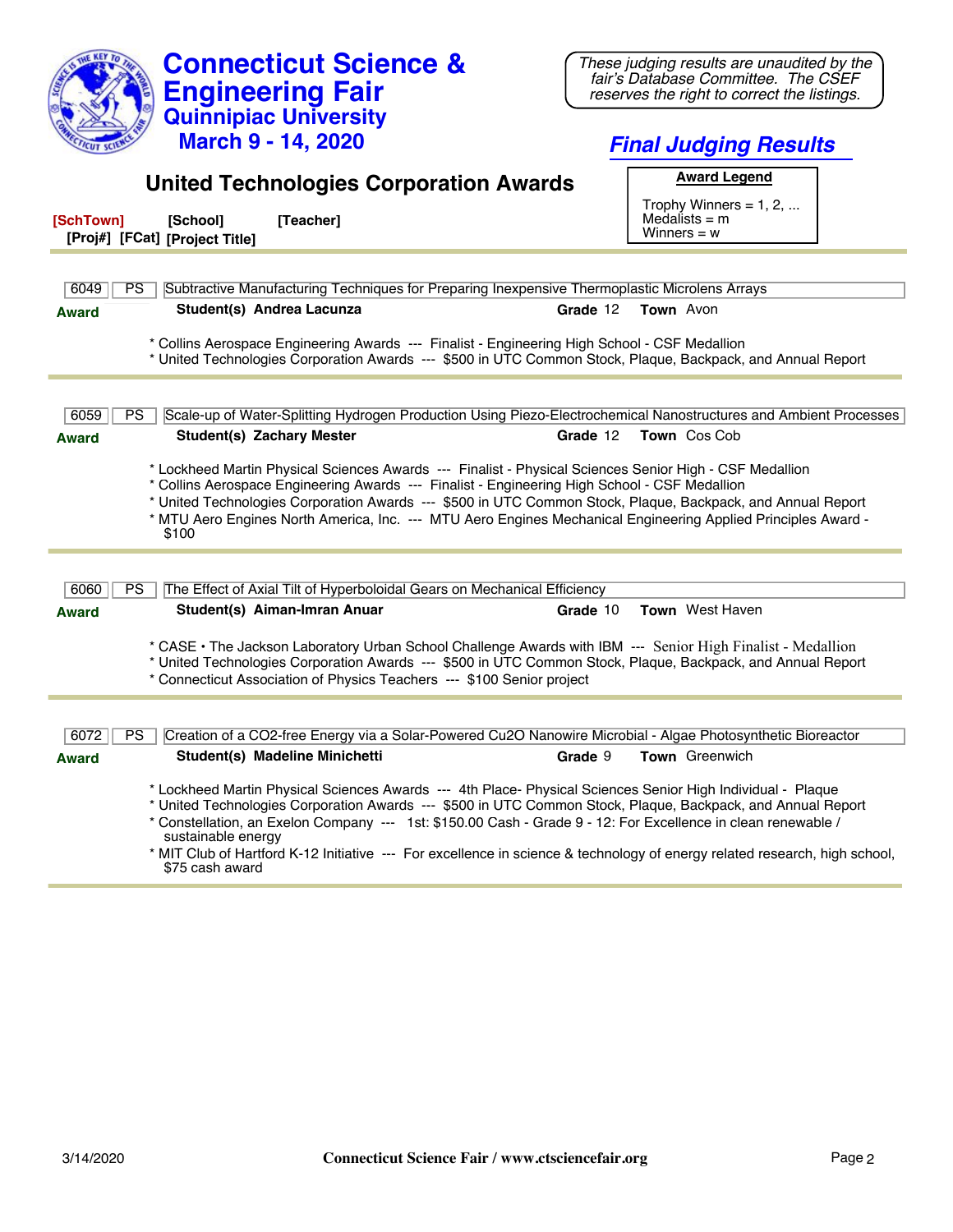# Connecticut Science & Engineering Fair

## Quinnipiac University

## March 9 - 14, 2020

*These judging results are unaudited by the fair's Database Committee. The CSEF reserves the right to correct the listings.*

## *Final Judging Results*

## United Technologies Corporation Awards

**Award Legend**

Trophy Winners = 1, 2, ...
Medalists = m
Winners = w

**[SchTown]** **[School]** **[Teacher]**
**[Proj#]** **[FCat]** **[Project Title]**

---

| 6049 | PS | Subtractive Manufacturing Techniques for Preparing Inexpensive Thermoplastic Microlens Arrays |
|---|---|---|

**Award** — **Student(s) Andrea Lacunza** — **Grade** 12 — **Town** Avon

* Collins Aerospace Engineering Awards --- Finalist - Engineering High School - CSF Medallion
* United Technologies Corporation Awards --- $500 in UTC Common Stock, Plaque, Backpack, and Annual Report

---

| 6059 | PS | Scale-up of Water-Splitting Hydrogen Production Using Piezo-Electrochemical Nanostructures and Ambient Processes |
|---|---|---|

**Award** — **Student(s) Zachary Mester** — **Grade** 12 — **Town** Cos Cob

* Lockheed Martin Physical Sciences Awards --- Finalist - Physical Sciences Senior High - CSF Medallion
* Collins Aerospace Engineering Awards --- Finalist - Engineering High School - CSF Medallion
* United Technologies Corporation Awards --- $500 in UTC Common Stock, Plaque, Backpack, and Annual Report
* MTU Aero Engines North America, Inc. --- MTU Aero Engines Mechanical Engineering Applied Principles Award - $100

---

| 6060 | PS | The Effect of Axial Tilt of Hyperboloidal Gears on Mechanical Efficiency |
|---|---|---|

**Award** — **Student(s) Aiman-Imran Anuar** — **Grade** 10 — **Town** West Haven

* CASE • The Jackson Laboratory Urban School Challenge Awards with IBM --- Senior High Finalist - Medallion
* United Technologies Corporation Awards --- $500 in UTC Common Stock, Plaque, Backpack, and Annual Report
* Connecticut Association of Physics Teachers --- $100 Senior project

---

| 6072 | PS | Creation of a CO2-free Energy via a Solar-Powered Cu2O Nanowire Microbial - Algae Photosynthetic Bioreactor |
|---|---|---|

**Award** — **Student(s) Madeline Minichetti** — **Grade** 9 — **Town** Greenwich

* Lockheed Martin Physical Sciences Awards --- 4th Place- Physical Sciences Senior High Individual - Plaque
* United Technologies Corporation Awards --- $500 in UTC Common Stock, Plaque, Backpack, and Annual Report
* Constellation, an Exelon Company --- 1st: $150.00 Cash - Grade 9 - 12: For Excellence in clean renewable / sustainable energy
* MIT Club of Hartford K-12 Initiative --- For excellence in science & technology of energy related research, high school, $75 cash award